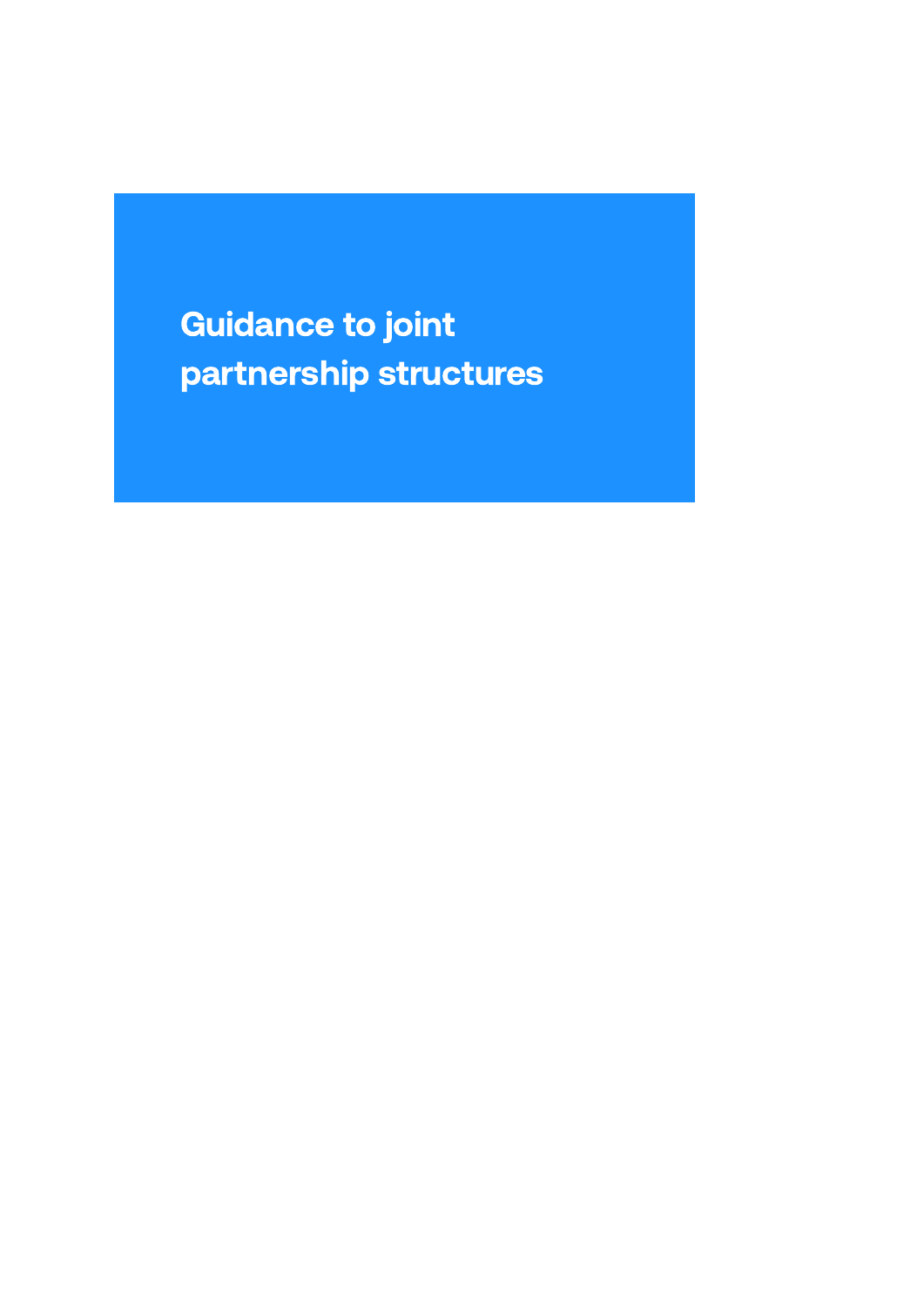# Guidance to joint partnership structures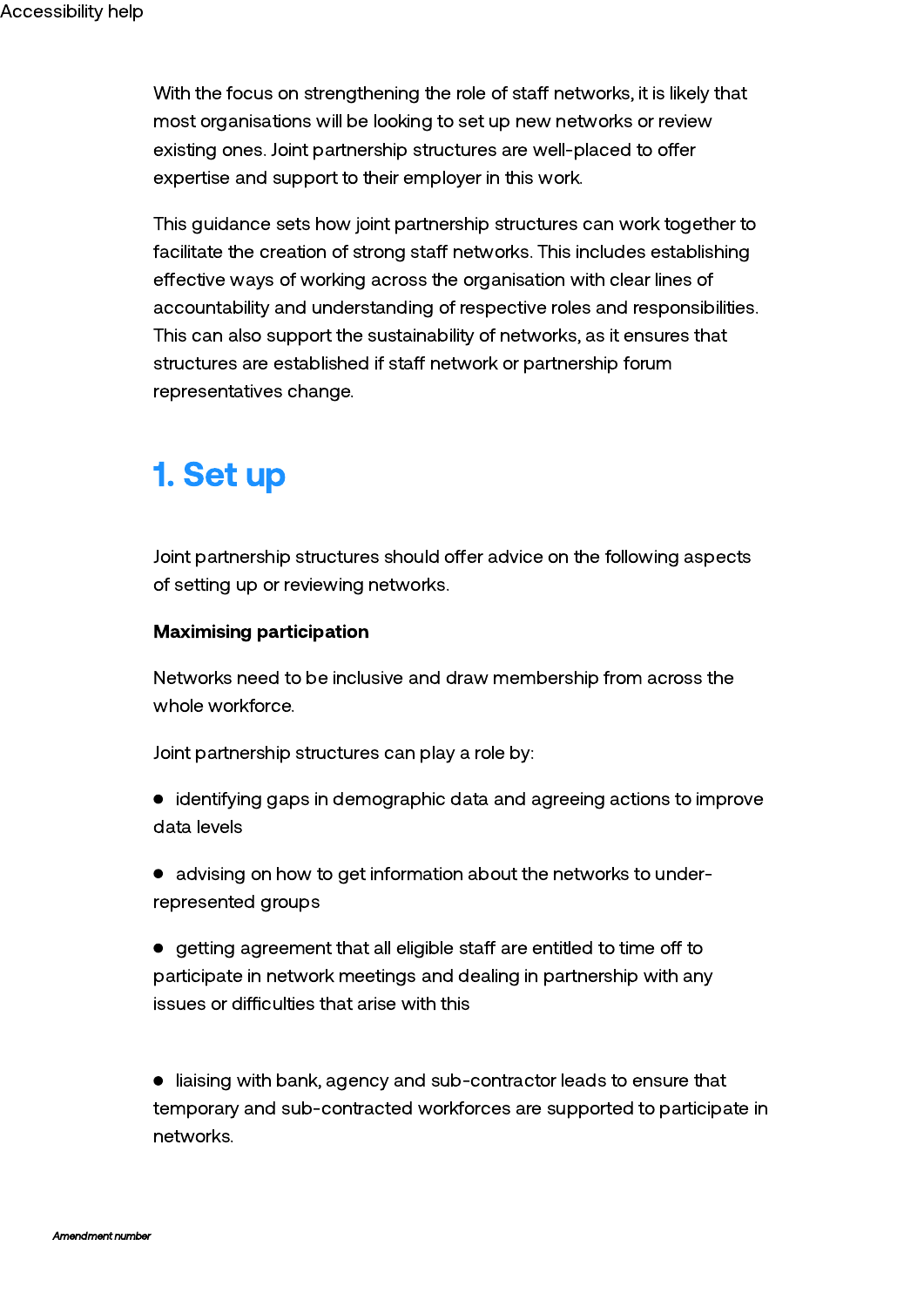With the focus on strengthening the role of staff networks, it is likely that most organisations will be looking to set up new networks or review existing ones. Joint partnership structures are well-placed to offer expertise and support to their employer in this work.

This guidance sets how joint partnership structures can work together to facilitate the creation of strong staff networks. This includes establishing effective ways of working across the organisation with clear lines of accountability and understanding of respective roles and responsibilities. This can also support the sustainability of networks, as it ensures that structures are established if staff network or partnership forum representatives change.

## 1. Set up

Joint partnership structures should offer advice on the following aspects of setting up or reviewing networks.

**Maximising participation**

Networks need to be inclusive and draw membership from across the whole workforce.

Joint partnership structures can play a role by:

- identifying gaps in demographic data and agreeing actions to improve data levels
- advising on how to get information about the networks to under-represented groups
- getting agreement that all eligible staff are entitled to time off to participate in network meetings and dealing in partnership with any issues or difficulties that arise with this
- liaising with bank, agency and sub-contractor leads to ensure that temporary and sub-contracted workforces are supported to participate in networks.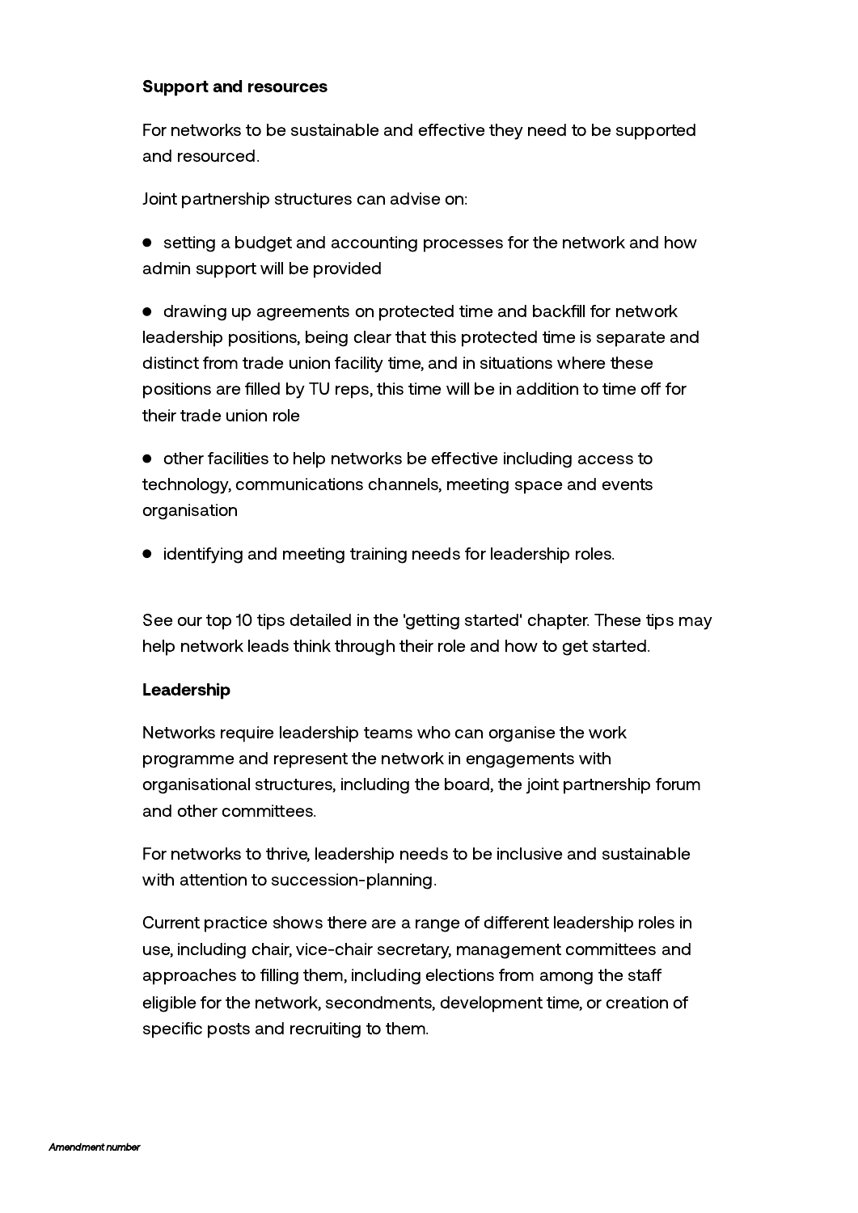**Support and resources**

For networks to be sustainable and effective they need to be supported and resourced.

Joint partnership structures can advise on:

- setting a budget and accounting processes for the network and how admin support will be provided
- drawing up agreements on protected time and backfill for network leadership positions, being clear that this protected time is separate and distinct from trade union facility time, and in situations where these positions are filled by TU reps, this time will be in addition to time off for their trade union role
- other facilities to help networks be effective including access to technology, communications channels, meeting space and events organisation
- identifying and meeting training needs for leadership roles.

See our top 10 tips detailed in the 'getting started' chapter. These tips may help network leads think through their role and how to get started.

**Leadership**

Networks require leadership teams who can organise the work programme and represent the network in engagements with organisational structures, including the board, the joint partnership forum and other committees.

For networks to thrive, leadership needs to be inclusive and sustainable with attention to succession-planning.

Current practice shows there are a range of different leadership roles in use, including chair, vice-chair secretary, management committees and approaches to filling them, including elections from among the staff eligible for the network, secondments, development time, or creation of specific posts and recruiting to them.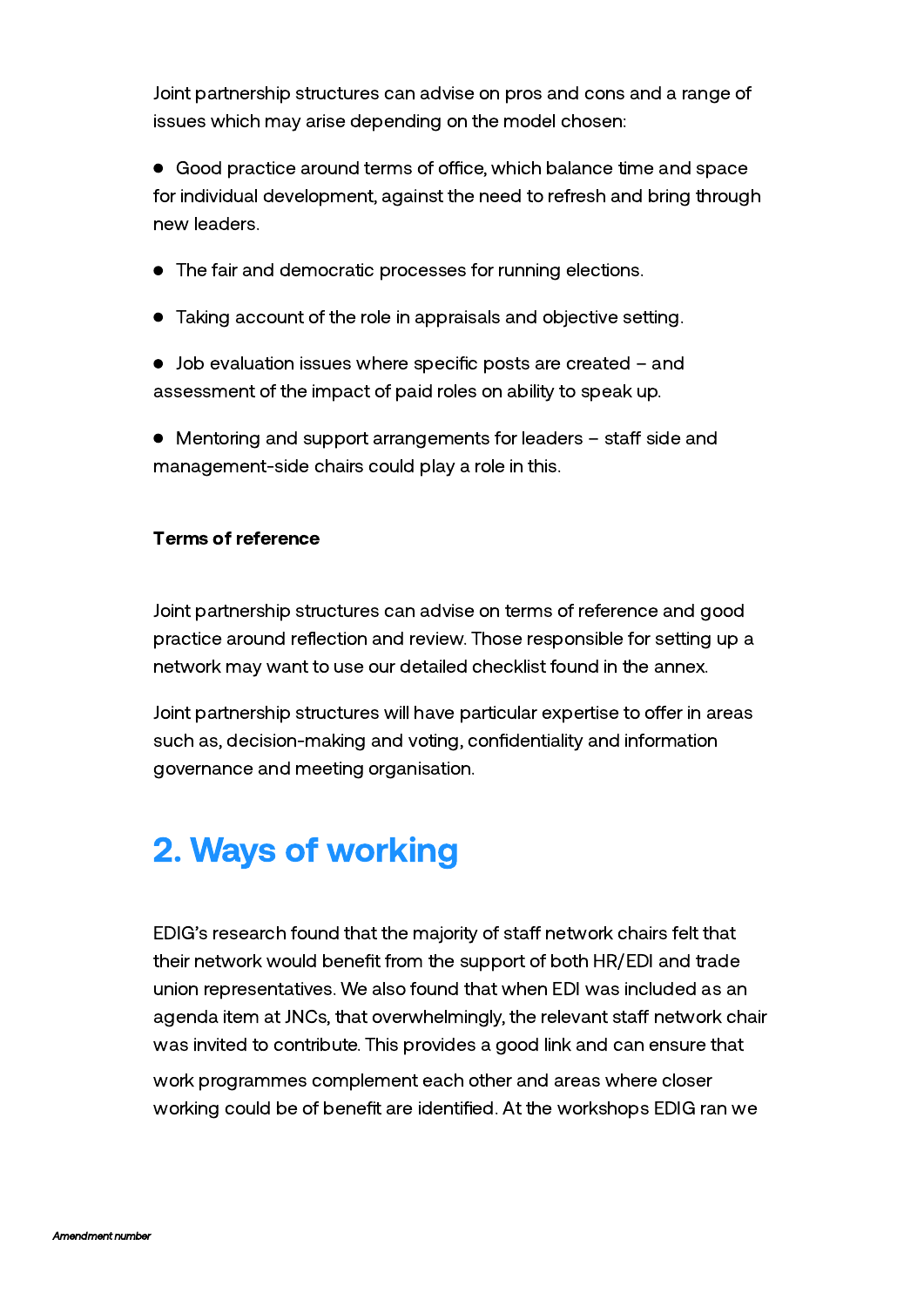Joint partnership structures can advise on pros and cons and a range of issues which may arise depending on the model chosen:

- Good practice around terms of office, which balance time and space for individual development, against the need to refresh and bring through new leaders.
- The fair and democratic processes for running elections.
- Taking account of the role in appraisals and objective setting.
- Job evaluation issues where specific posts are created – and assessment of the impact of paid roles on ability to speak up.
- Mentoring and support arrangements for leaders – staff side and management-side chairs could play a role in this.

**Terms of reference**

Joint partnership structures can advise on terms of reference and good practice around reflection and review. Those responsible for setting up a network may want to use our detailed checklist found in the annex.

Joint partnership structures will have particular expertise to offer in areas such as, decision-making and voting, confidentiality and information governance and meeting organisation.

## 2. Ways of working

EDIG's research found that the majority of staff network chairs felt that their network would benefit from the support of both HR/EDI and trade union representatives. We also found that when EDI was included as an agenda item at JNCs, that overwhelmingly, the relevant staff network chair was invited to contribute. This provides a good link and can ensure that work programmes complement each other and areas where closer working could be of benefit are identified. At the workshops EDIG ran we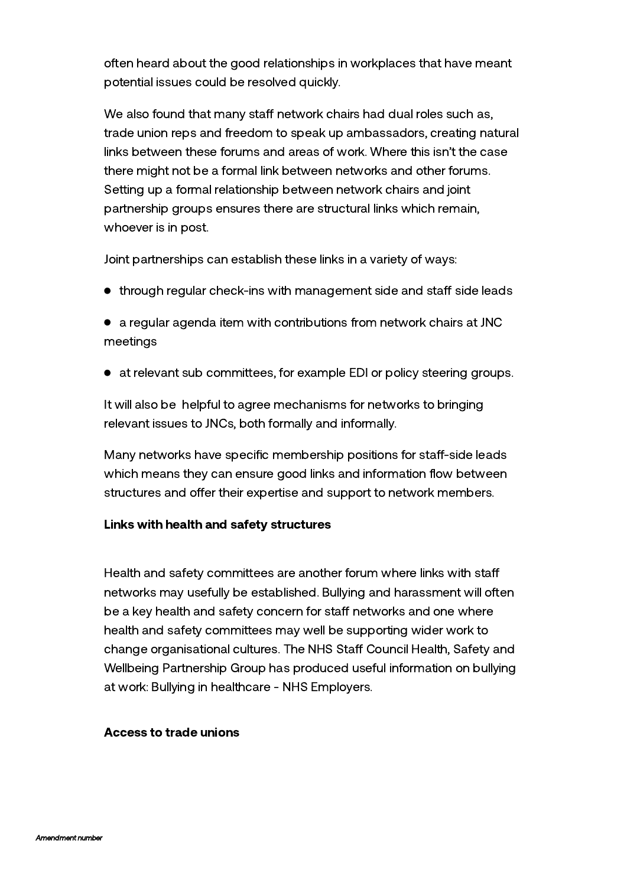often heard about the good relationships in workplaces that have meant potential issues could be resolved quickly.

We also found that many staff network chairs had dual roles such as, trade union reps and freedom to speak up ambassadors, creating natural links between these forums and areas of work. Where this isn't the case there might not be a formal link between networks and other forums. Setting up a formal relationship between network chairs and joint partnership groups ensures there are structural links which remain, whoever is in post.

Joint partnerships can establish these links in a variety of ways:

- through regular check-ins with management side and staff side leads
- a regular agenda item with contributions from network chairs at JNC meetings
- at relevant sub committees, for example EDI or policy steering groups.

It will also be helpful to agree mechanisms for networks to bringing relevant issues to JNCs, both formally and informally.

Many networks have specific membership positions for staff-side leads which means they can ensure good links and information flow between structures and offer their expertise and support to network members.

**Links with health and safety structures**

Health and safety committees are another forum where links with staff networks may usefully be established. Bullying and harassment will often be a key health and safety concern for staff networks and one where health and safety committees may well be supporting wider work to change organisational cultures. The NHS Staff Council Health, Safety and Wellbeing Partnership Group has produced useful information on bullying at work: Bullying in healthcare - NHS Employers.

**Access to trade unions**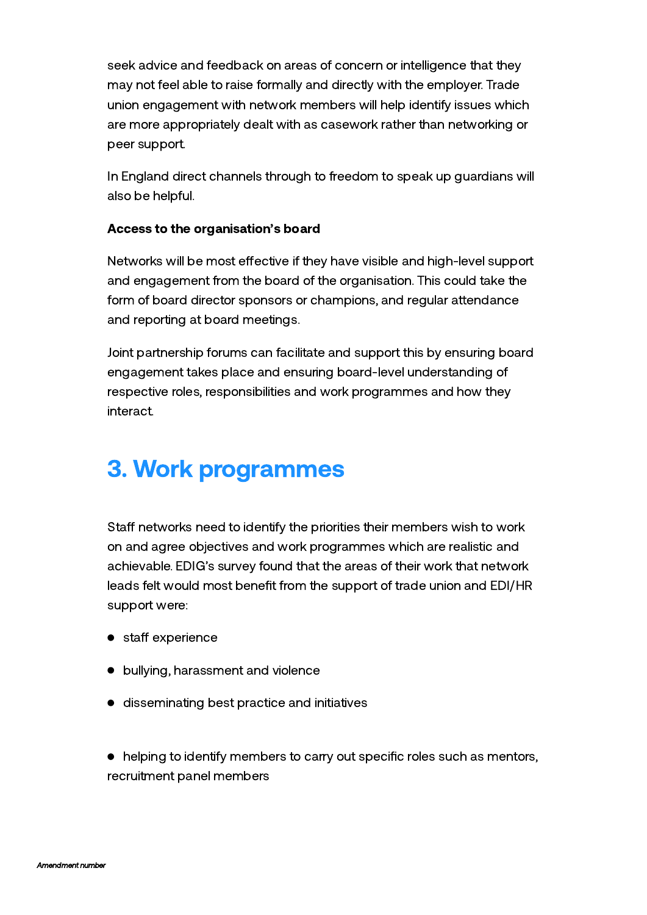seek advice and feedback on areas of concern or intelligence that they may not feel able to raise formally and directly with the employer. Trade union engagement with network members will help identify issues which are more appropriately dealt with as casework rather than networking or peer support.

In England direct channels through to freedom to speak up guardians will also be helpful.

**Access to the organisation's board**

Networks will be most effective if they have visible and high-level support and engagement from the board of the organisation. This could take the form of board director sponsors or champions, and regular attendance and reporting at board meetings.

Joint partnership forums can facilitate and support this by ensuring board engagement takes place and ensuring board-level understanding of respective roles, responsibilities and work programmes and how they interact.

## 3. Work programmes

Staff networks need to identify the priorities their members wish to work on and agree objectives and work programmes which are realistic and achievable. EDIG's survey found that the areas of their work that network leads felt would most benefit from the support of trade union and EDI/HR support were:

- staff experience
- bullying, harassment and violence
- disseminating best practice and initiatives
- helping to identify members to carry out specific roles such as mentors, recruitment panel members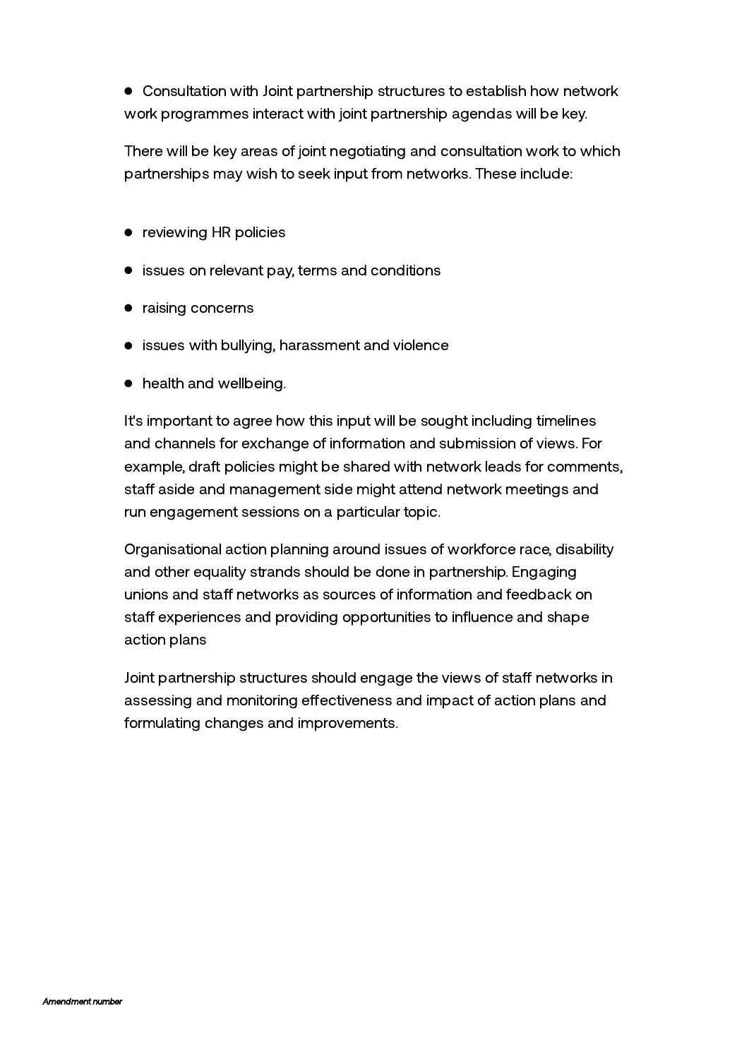- Consultation with Joint partnership structures to establish how network work programmes interact with joint partnership agendas will be key.

There will be key areas of joint negotiating and consultation work to which partnerships may wish to seek input from networks. These include:

- reviewing HR policies
- issues on relevant pay, terms and conditions
- raising concerns
- issues with bullying, harassment and violence
- health and wellbeing.

It's important to agree how this input will be sought including timelines and channels for exchange of information and submission of views. For example, draft policies might be shared with network leads for comments, staff aside and management side might attend network meetings and run engagement sessions on a particular topic.

Organisational action planning around issues of workforce race, disability and other equality strands should be done in partnership. Engaging unions and staff networks as sources of information and feedback on staff experiences and providing opportunities to influence and shape action plans

Joint partnership structures should engage the views of staff networks in assessing and monitoring effectiveness and impact of action plans and formulating changes and improvements.